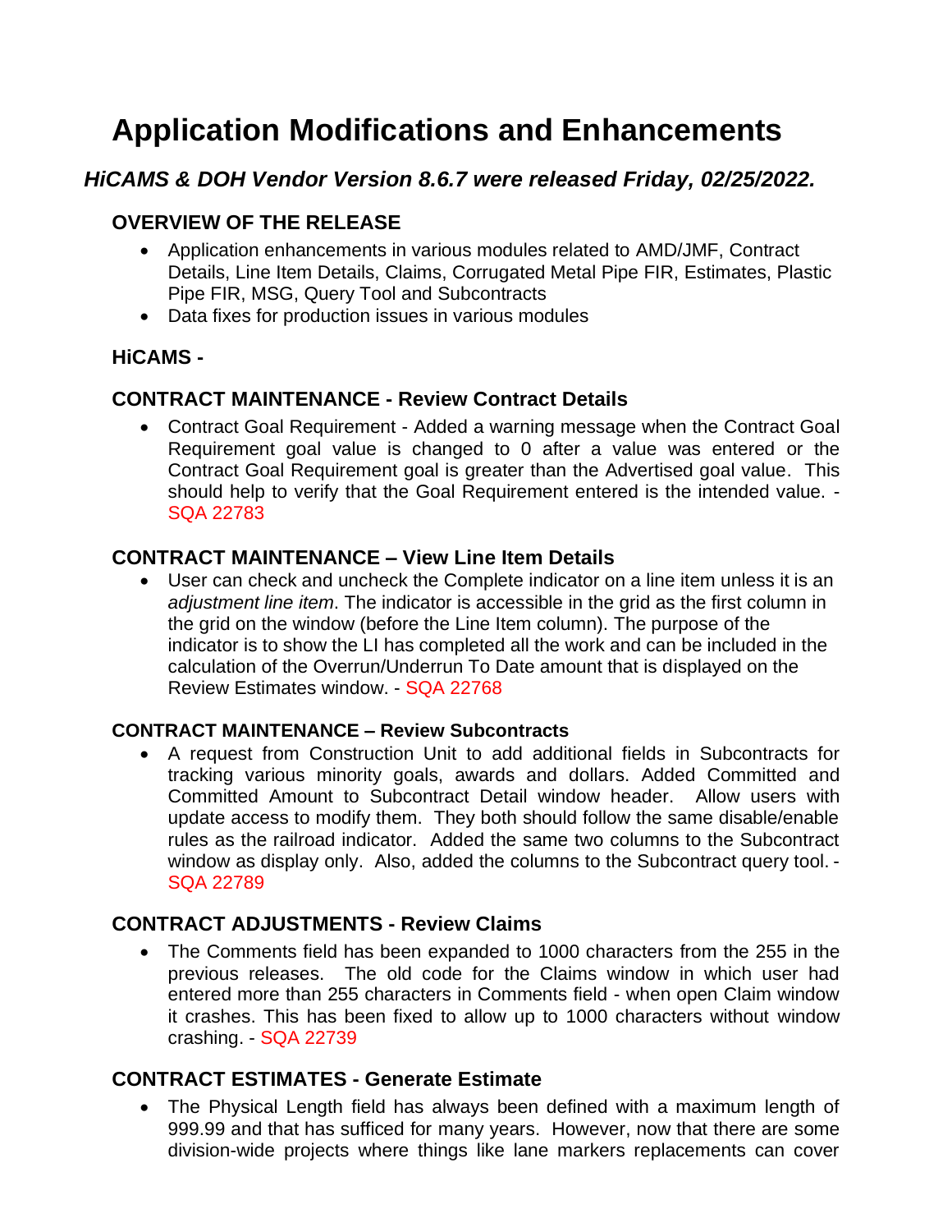# Application Modifications and Enhancements

### *HiCAMS & DOH Vendor Version 8.6.7 were released Friday, 02/25/2022.*

### OVERVIEW OF THE RELEASE

- Application enhancements in various modules related to AMD/JMF, Contract Details, Line Item Details, Claims, Corrugated Metal Pipe FIR, Estimates, Plastic Pipe FIR, MSG, Query Tool and Subcontracts
- Data fixes for production issues in various modules

### HiCAMS -

### CONTRACT MAINTENANCE - Review Contract Details

- Contract Goal Requirement - Added a warning message when the Contract Goal Requirement goal value is changed to 0 after a value was entered or the Contract Goal Requirement goal is greater than the Advertised goal value. This should help to verify that the Goal Requirement entered is the intended value. - SQA 22783

### CONTRACT MAINTENANCE – View Line Item Details

- User can check and uncheck the Complete indicator on a line item unless it is an *adjustment line item*. The indicator is accessible in the grid as the first column in the grid on the window (before the Line Item column). The purpose of the indicator is to show the LI has completed all the work and can be included in the calculation of the Overrun/Underrun To Date amount that is displayed on the Review Estimates window. - SQA 22768

### CONTRACT MAINTENANCE – Review Subcontracts

- A request from Construction Unit to add additional fields in Subcontracts for tracking various minority goals, awards and dollars. Added Committed and Committed Amount to Subcontract Detail window header. Allow users with update access to modify them. They both should follow the same disable/enable rules as the railroad indicator. Added the same two columns to the Subcontract window as display only. Also, added the columns to the Subcontract query tool. - SQA 22789

### CONTRACT ADJUSTMENTS - Review Claims

- The Comments field has been expanded to 1000 characters from the 255 in the previous releases. The old code for the Claims window in which user had entered more than 255 characters in Comments field - when open Claim window it crashes. This has been fixed to allow up to 1000 characters without window crashing. - SQA 22739

### CONTRACT ESTIMATES - Generate Estimate

- The Physical Length field has always been defined with a maximum length of 999.99 and that has sufficed for many years. However, now that there are some division-wide projects where things like lane markers replacements can cover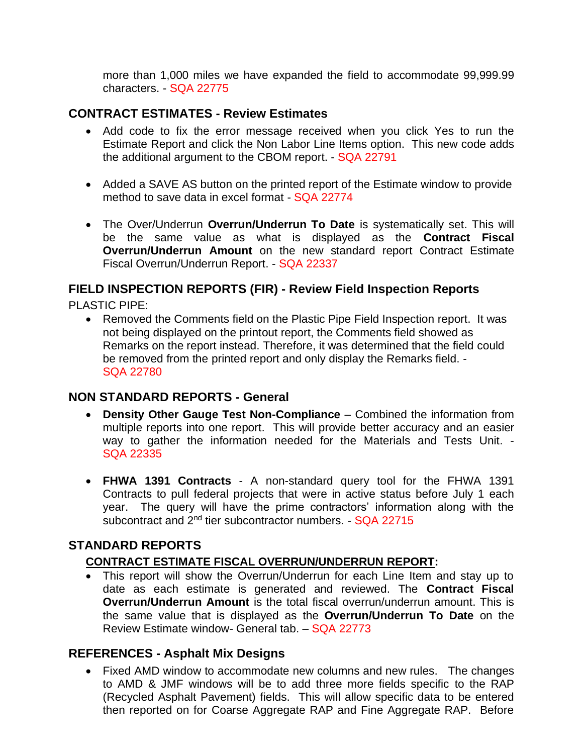more than 1,000 miles we have expanded the field to accommodate 99,999.99 characters. - SQA 22775

## CONTRACT ESTIMATES - Review Estimates

- Add code to fix the error message received when you click Yes to run the Estimate Report and click the Non Labor Line Items option. This new code adds the additional argument to the CBOM report. - SQA 22791

- Added a SAVE AS button on the printed report of the Estimate window to provide method to save data in excel format - SQA 22774

- The Over/Underrun **Overrun/Underrun To Date** is systematically set. This will be the same value as what is displayed as the **Contract Fiscal Overrun/Underrun Amount** on the new standard report Contract Estimate Fiscal Overrun/Underrun Report. - SQA 22337

## FIELD INSPECTION REPORTS (FIR) - Review Field Inspection Reports

PLASTIC PIPE:

- Removed the Comments field on the Plastic Pipe Field Inspection report. It was not being displayed on the printout report, the Comments field showed as Remarks on the report instead. Therefore, it was determined that the field could be removed from the printed report and only display the Remarks field. - SQA 22780

## NON STANDARD REPORTS - General

- **Density Other Gauge Test Non-Compliance** – Combined the information from multiple reports into one report. This will provide better accuracy and an easier way to gather the information needed for the Materials and Tests Unit. - SQA 22335

- **FHWA 1391 Contracts** - A non-standard query tool for the FHWA 1391 Contracts to pull federal projects that were in active status before July 1 each year. The query will have the prime contractors' information along with the subcontract and 2nd tier subcontractor numbers. - SQA 22715

## STANDARD REPORTS

### CONTRACT ESTIMATE FISCAL OVERRUN/UNDERRUN REPORT:

- This report will show the Overrun/Underrun for each Line Item and stay up to date as each estimate is generated and reviewed. The **Contract Fiscal Overrun/Underrun Amount** is the total fiscal overrun/underrun amount. This is the same value that is displayed as the **Overrun/Underrun To Date** on the Review Estimate window- General tab. – SQA 22773

## REFERENCES - Asphalt Mix Designs

- Fixed AMD window to accommodate new columns and new rules. The changes to AMD & JMF windows will be to add three more fields specific to the RAP (Recycled Asphalt Pavement) fields. This will allow specific data to be entered then reported on for Coarse Aggregate RAP and Fine Aggregate RAP. Before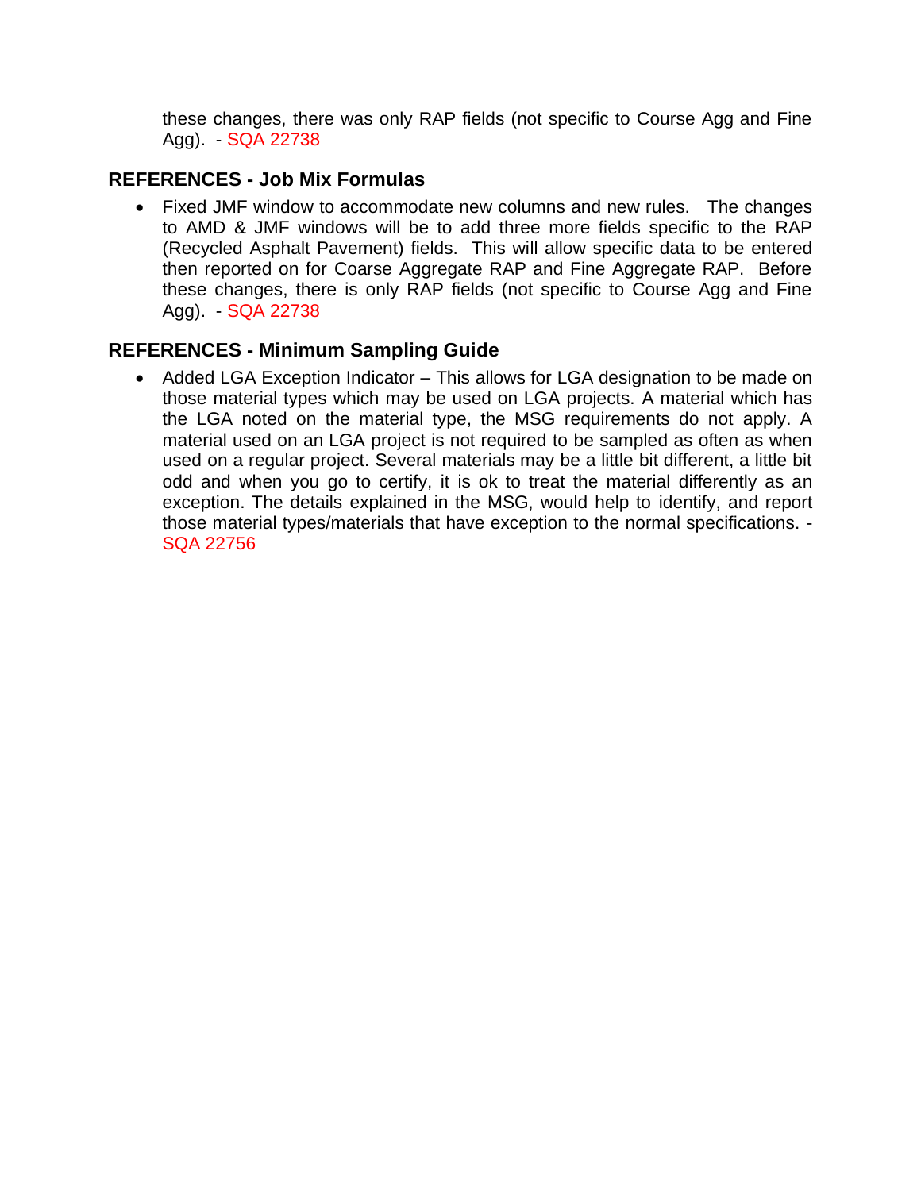these changes, there was only RAP fields (not specific to Course Agg and Fine Agg).  - SQA 22738

## REFERENCES - Job Mix Formulas

- Fixed JMF window to accommodate new columns and new rules.  The changes to AMD & JMF windows will be to add three more fields specific to the RAP (Recycled Asphalt Pavement) fields.  This will allow specific data to be entered then reported on for Coarse Aggregate RAP and Fine Aggregate RAP.  Before these changes, there is only RAP fields (not specific to Course Agg and Fine Agg).  - SQA 22738

## REFERENCES - Minimum Sampling Guide

- Added LGA Exception Indicator – This allows for LGA designation to be made on those material types which may be used on LGA projects. A material which has the LGA noted on the material type, the MSG requirements do not apply. A material used on an LGA project is not required to be sampled as often as when used on a regular project. Several materials may be a little bit different, a little bit odd and when you go to certify, it is ok to treat the material differently as an exception. The details explained in the MSG, would help to identify, and report those material types/materials that have exception to the normal specifications. - SQA 22756